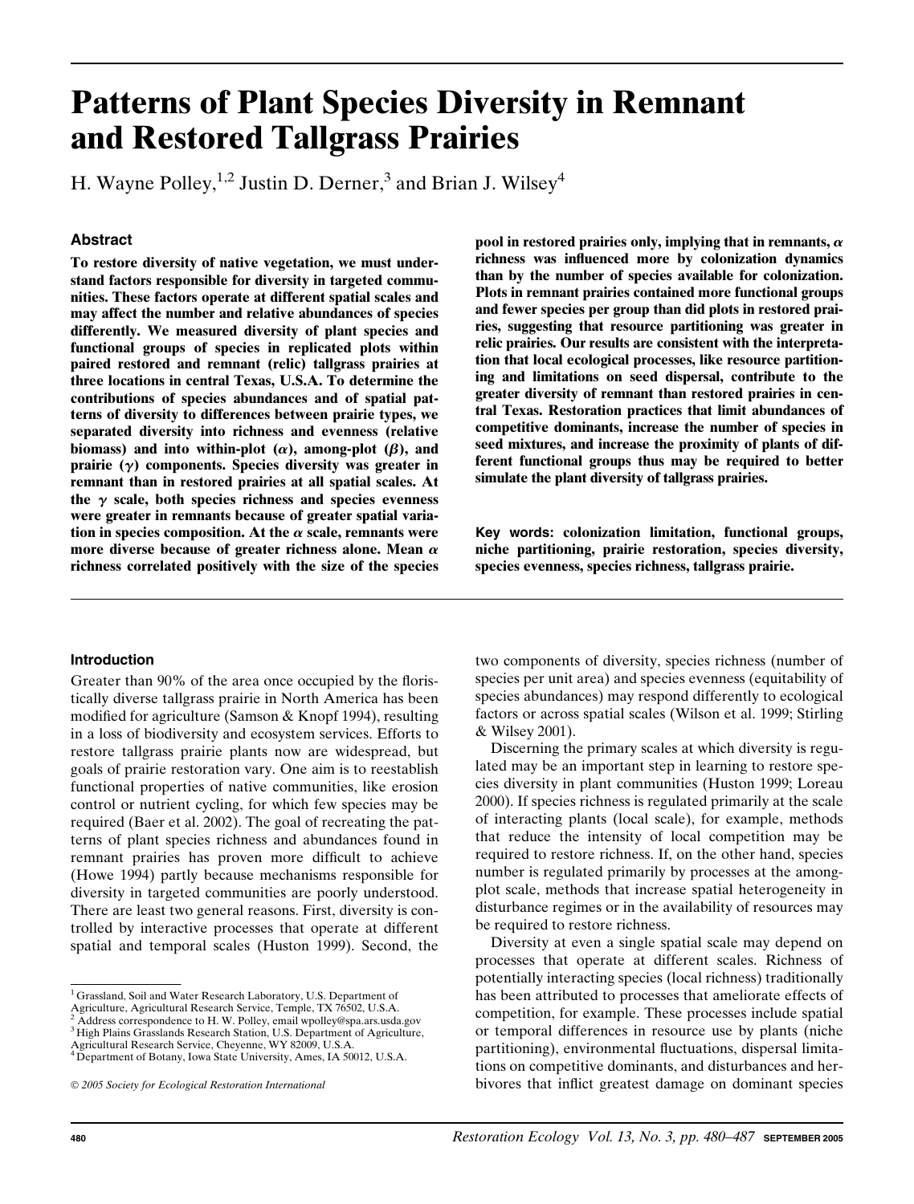# Patterns of Plant Species Diversity in Remnant and Restored Tallgrass Prairies

H. Wayne Polley,[1,2] Justin D. Derner,[3] and Brian J. Wilsey[4]

## Abstract

**To restore diversity of native vegetation, we must understand factors responsible for diversity in targeted communities. These factors operate at different spatial scales and may affect the number and relative abundances of species differently. We measured diversity of plant species and functional groups of species in replicated plots within paired restored and remnant (relic) tallgrass prairies at three locations in central Texas, U.S.A. To determine the contributions of species abundances and of spatial patterns of diversity to differences between prairie types, we separated diversity into richness and evenness (relative biomass) and into within-plot ($\alpha$), among-plot ($\beta$), and prairie ($\gamma$) components. Species diversity was greater in remnant than in restored prairies at all spatial scales. At the $\gamma$ scale, both species richness and species evenness were greater in remnants because of greater spatial variation in species composition. At the $\alpha$ scale, remnants were more diverse because of greater richness alone. Mean $\alpha$ richness correlated positively with the size of the species pool in restored prairies only, implying that in remnants, $\alpha$ richness was influenced more by colonization dynamics than by the number of species available for colonization. Plots in remnant prairies contained more functional groups and fewer species per group than did plots in restored prairies, suggesting that resource partitioning was greater in relic prairies. Our results are consistent with the interpretation that local ecological processes, like resource partitioning and limitations on seed dispersal, contribute to the greater diversity of remnant than restored prairies in central Texas. Restoration practices that limit abundances of competitive dominants, increase the number of species in seed mixtures, and increase the proximity of plants of different functional groups thus may be required to better simulate the plant diversity of tallgrass prairies.**

**Key words:** **colonization limitation, functional groups, niche partitioning, prairie restoration, species diversity, species evenness, species richness, tallgrass prairie.**

## Introduction

Greater than 90% of the area once occupied by the floristically diverse tallgrass prairie in North America has been modified for agriculture (Samson & Knopf 1994), resulting in a loss of biodiversity and ecosystem services. Efforts to restore tallgrass prairie plants now are widespread, but goals of prairie restoration vary. One aim is to reestablish functional properties of native communities, like erosion control or nutrient cycling, for which few species may be required (Baer et al. 2002). The goal of recreating the patterns of plant species richness and abundances found in remnant prairies has proven more difficult to achieve (Howe 1994) partly because mechanisms responsible for diversity in targeted communities are poorly understood. There are least two general reasons. First, diversity is controlled by interactive processes that operate at different spatial and temporal scales (Huston 1999). Second, the two components of diversity, species richness (number of species per unit area) and species evenness (equitability of species abundances) may respond differently to ecological factors or across spatial scales (Wilson et al. 1999; Stirling & Wilsey 2001).

Discerning the primary scales at which diversity is regulated may be an important step in learning to restore species diversity in plant communities (Huston 1999; Loreau 2000). If species richness is regulated primarily at the scale of interacting plants (local scale), for example, methods that reduce the intensity of local competition may be required to restore richness. If, on the other hand, species number is regulated primarily by processes at the among-plot scale, methods that increase spatial heterogeneity in disturbance regimes or in the availability of resources may be required to restore richness.

Diversity at even a single spatial scale may depend on processes that operate at different scales. Richness of potentially interacting species (local richness) traditionally has been attributed to processes that ameliorate effects of competition, for example. These processes include spatial or temporal differences in resource use by plants (niche partitioning), environmental fluctuations, dispersal limitations on competitive dominants, and disturbances and herbivores that inflict greatest damage on dominant species

[1] Grassland, Soil and Water Research Laboratory, U.S. Department of Agriculture, Agricultural Research Service, Temple, TX 76502, U.S.A.
[2] Address correspondence to H. W. Polley, email wpolley@spa.ars.usda.gov
[3] High Plains Grasslands Research Station, U.S. Department of Agriculture, Agricultural Research Service, Cheyenne, WY 82009, U.S.A.
[4] Department of Botany, Iowa State University, Ames, IA 50012, U.S.A.

© 2005 Society for Ecological Restoration International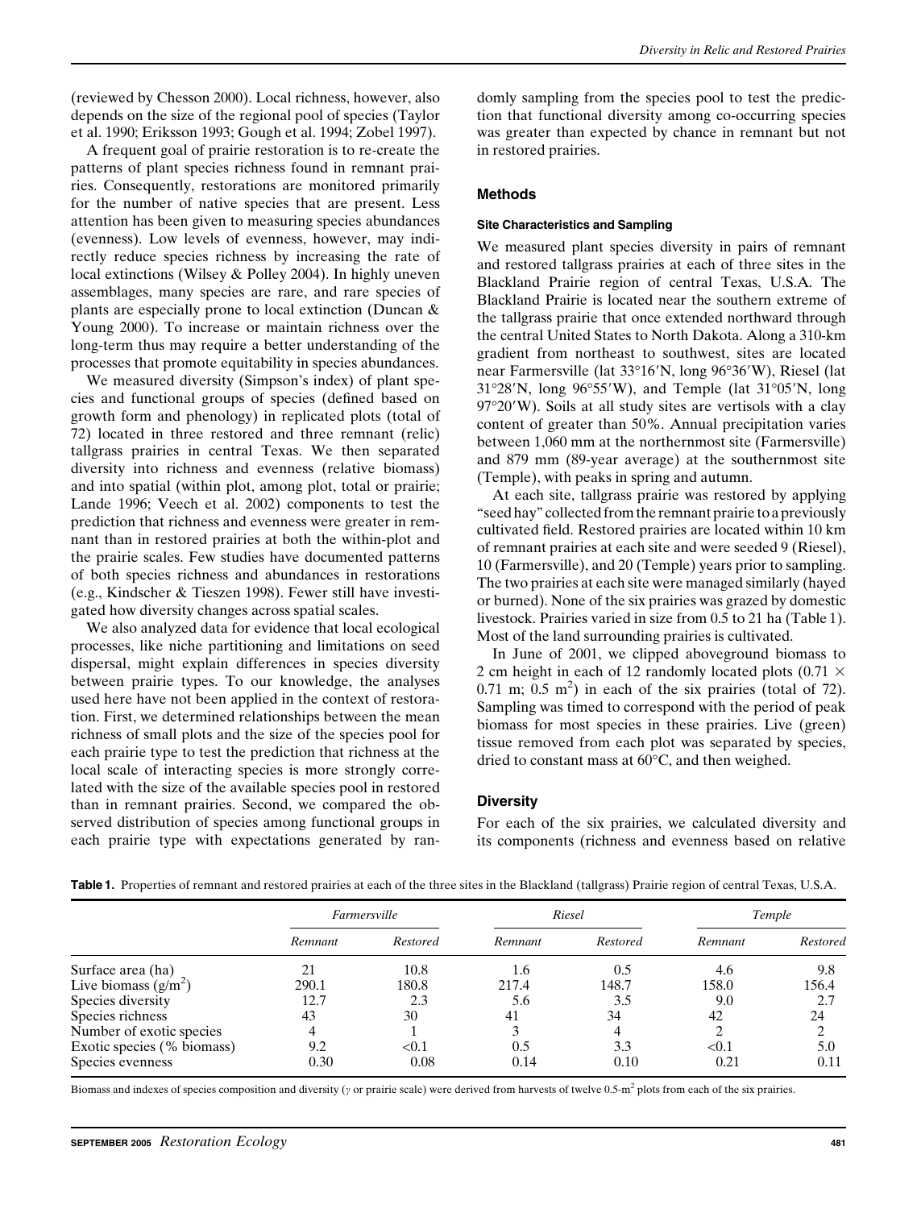(reviewed by Chesson 2000). Local richness, however, also depends on the size of the regional pool of species (Taylor et al. 1990; Eriksson 1993; Gough et al. 1994; Zobel 1997).

A frequent goal of prairie restoration is to re-create the patterns of plant species richness found in remnant prairies. Consequently, restorations are monitored primarily for the number of native species that are present. Less attention has been given to measuring species abundances (evenness). Low levels of evenness, however, may indirectly reduce species richness by increasing the rate of local extinctions (Wilsey & Polley 2004). In highly uneven assemblages, many species are rare, and rare species of plants are especially prone to local extinction (Duncan & Young 2000). To increase or maintain richness over the long-term thus may require a better understanding of the processes that promote equitability in species abundances.

We measured diversity (Simpson's index) of plant species and functional groups of species (defined based on growth form and phenology) in replicated plots (total of 72) located in three restored and three remnant (relic) tallgrass prairies in central Texas. We then separated diversity into richness and evenness (relative biomass) and into spatial (within plot, among plot, total or prairie; Lande 1996; Veech et al. 2002) components to test the prediction that richness and evenness were greater in remnant than in restored prairies at both the within-plot and the prairie scales. Few studies have documented patterns of both species richness and abundances in restorations (e.g., Kindscher & Tieszen 1998). Fewer still have investigated how diversity changes across spatial scales.

We also analyzed data for evidence that local ecological processes, like niche partitioning and limitations on seed dispersal, might explain differences in species diversity between prairie types. To our knowledge, the analyses used here have not been applied in the context of restoration. First, we determined relationships between the mean richness of small plots and the size of the species pool for each prairie type to test the prediction that richness at the local scale of interacting species is more strongly correlated with the size of the available species pool in restored than in remnant prairies. Second, we compared the observed distribution of species among functional groups in each prairie type with expectations generated by randomly sampling from the species pool to test the prediction that functional diversity among co-occurring species was greater than expected by chance in remnant but not in restored prairies.

## Methods

### Site Characteristics and Sampling

We measured plant species diversity in pairs of remnant and restored tallgrass prairies at each of three sites in the Blackland Prairie region of central Texas, U.S.A. The Blackland Prairie is located near the southern extreme of the tallgrass prairie that once extended northward through the central United States to North Dakota. Along a 310-km gradient from northeast to southwest, sites are located near Farmersville (lat 33°16′N, long 96°36′W), Riesel (lat 31°28′N, long 96°55′W), and Temple (lat 31°05′N, long 97°20′W). Soils at all study sites are vertisols with a clay content of greater than 50%. Annual precipitation varies between 1,060 mm at the northernmost site (Farmersville) and 879 mm (89-year average) at the southernmost site (Temple), with peaks in spring and autumn.

At each site, tallgrass prairie was restored by applying "seed hay" collected from the remnant prairie to a previously cultivated field. Restored prairies are located within 10 km of remnant prairies at each site and were seeded 9 (Riesel), 10 (Farmersville), and 20 (Temple) years prior to sampling. The two prairies at each site were managed similarly (hayed or burned). None of the six prairies was grazed by domestic livestock. Prairies varied in size from 0.5 to 21 ha (Table 1). Most of the land surrounding prairies is cultivated.

In June of 2001, we clipped aboveground biomass to 2 cm height in each of 12 randomly located plots (0.71 × 0.71 m; 0.5 m$^2$) in each of the six prairies (total of 72). Sampling was timed to correspond with the period of peak biomass for most species in these prairies. Live (green) tissue removed from each plot was separated by species, dried to constant mass at 60°C, and then weighed.

### Diversity

For each of the six prairies, we calculated diversity and its components (richness and evenness based on relative

**Table 1.** Properties of remnant and restored prairies at each of the three sites in the Blackland (tallgrass) Prairie region of central Texas, U.S.A.

| | *Farmersville* | | *Riesel* | | *Temple* | |
|---|---|---|---|---|---|---|
| | *Remnant* | *Restored* | *Remnant* | *Restored* | *Remnant* | *Restored* |
| Surface area (ha) | 21 | 10.8 | 1.6 | 0.5 | 4.6 | 9.8 |
| Live biomass (g/m$^2$) | 290.1 | 180.8 | 217.4 | 148.7 | 158.0 | 156.4 |
| Species diversity | 12.7 | 2.3 | 5.6 | 3.5 | 9.0 | 2.7 |
| Species richness | 43 | 30 | 41 | 34 | 42 | 24 |
| Number of exotic species | 4 | 1 | 3 | 4 | 2 | 2 |
| Exotic species (% biomass) | 9.2 | <0.1 | 0.5 | 3.3 | <0.1 | 5.0 |
| Species evenness | 0.30 | 0.08 | 0.14 | 0.10 | 0.21 | 0.11 |

Biomass and indexes of species composition and diversity ($\gamma$ or prairie scale) were derived from harvests of twelve 0.5-m$^2$ plots from each of the six prairies.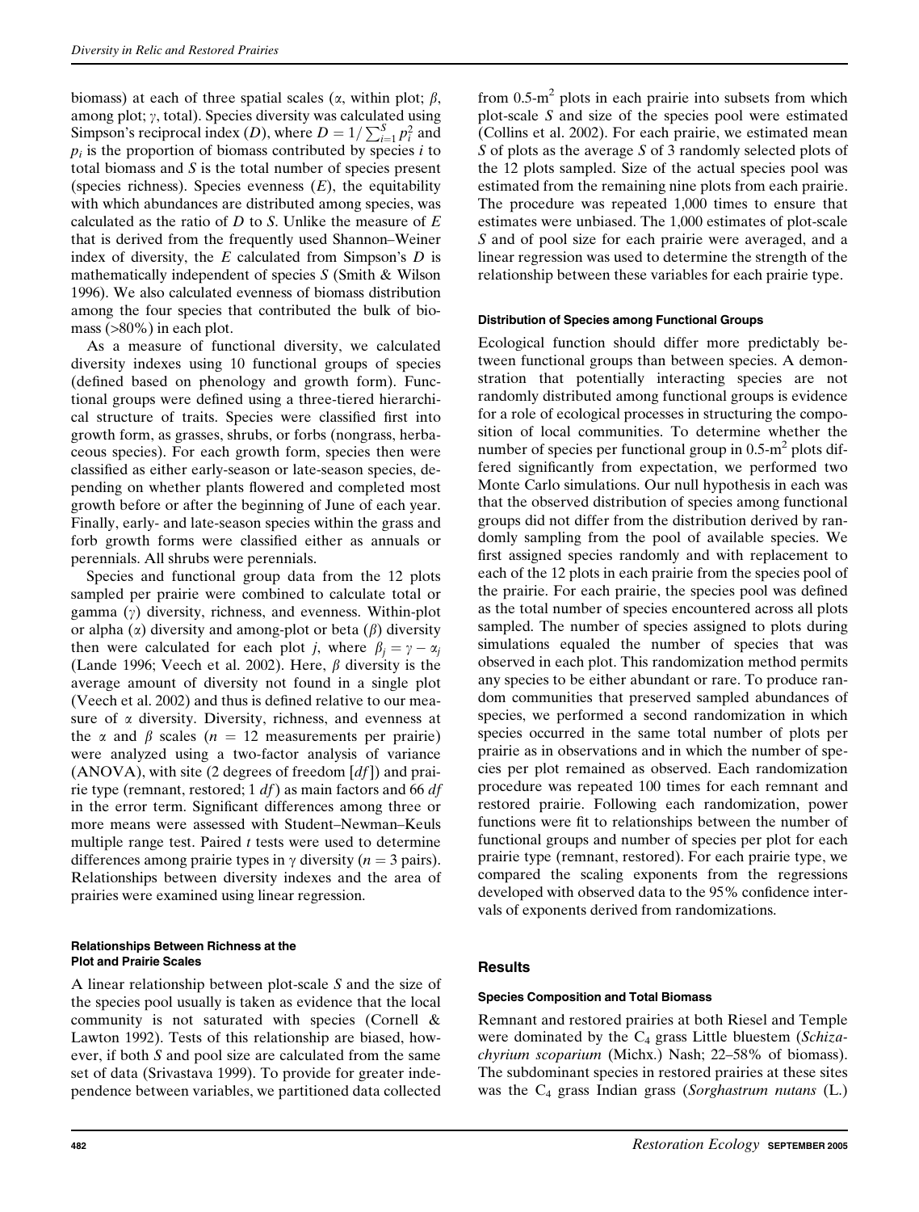biomass) at each of three spatial scales ($\alpha$, within plot; $\beta$, among plot; $\gamma$, total). Species diversity was calculated using Simpson's reciprocal index ($D$), where $D = 1/\sum_{i=1}^{S} p_i^2$ and $p_i$ is the proportion of biomass contributed by species $i$ to total biomass and $S$ is the total number of species present (species richness). Species evenness ($E$), the equitability with which abundances are distributed among species, was calculated as the ratio of $D$ to $S$. Unlike the measure of $E$ that is derived from the frequently used Shannon–Weiner index of diversity, the $E$ calculated from Simpson's $D$ is mathematically independent of species $S$ (Smith & Wilson 1996). We also calculated evenness of biomass distribution among the four species that contributed the bulk of biomass (>80%) in each plot.

As a measure of functional diversity, we calculated diversity indexes using 10 functional groups of species (defined based on phenology and growth form). Functional groups were defined using a three-tiered hierarchical structure of traits. Species were classified first into growth form, as grasses, shrubs, or forbs (nongrass, herbaceous species). For each growth form, species then were classified as either early-season or late-season species, depending on whether plants flowered and completed most growth before or after the beginning of June of each year. Finally, early- and late-season species within the grass and forb growth forms were classified either as annuals or perennials. All shrubs were perennials.

Species and functional group data from the 12 plots sampled per prairie were combined to calculate total or gamma ($\gamma$) diversity, richness, and evenness. Within-plot or alpha ($\alpha$) diversity and among-plot or beta ($\beta$) diversity then were calculated for each plot $j$, where $\beta_j = \gamma - \alpha_j$ (Lande 1996; Veech et al. 2002). Here, $\beta$ diversity is the average amount of diversity not found in a single plot (Veech et al. 2002) and thus is defined relative to our measure of $\alpha$ diversity. Diversity, richness, and evenness at the $\alpha$ and $\beta$ scales ($n = 12$ measurements per prairie) were analyzed using a two-factor analysis of variance (ANOVA), with site (2 degrees of freedom [$df$]) and prairie type (remnant, restored; 1 $df$) as main factors and 66 $df$ in the error term. Significant differences among three or more means were assessed with Student–Newman–Keuls multiple range test. Paired $t$ tests were used to determine differences among prairie types in $\gamma$ diversity ($n = 3$ pairs). Relationships between diversity indexes and the area of prairies were examined using linear regression.

#### Relationships Between Richness at the Plot and Prairie Scales

A linear relationship between plot-scale $S$ and the size of the species pool usually is taken as evidence that the local community is not saturated with species (Cornell & Lawton 1992). Tests of this relationship are biased, however, if both $S$ and pool size are calculated from the same set of data (Srivastava 1999). To provide for greater independence between variables, we partitioned data collected from 0.5-$m^2$ plots in each prairie into subsets from which plot-scale $S$ and size of the species pool were estimated (Collins et al. 2002). For each prairie, we estimated mean $S$ of plots as the average $S$ of 3 randomly selected plots of the 12 plots sampled. Size of the actual species pool was estimated from the remaining nine plots from each prairie. The procedure was repeated 1,000 times to ensure that estimates were unbiased. The 1,000 estimates of plot-scale $S$ and of pool size for each prairie were averaged, and a linear regression was used to determine the strength of the relationship between these variables for each prairie type.

#### Distribution of Species among Functional Groups

Ecological function should differ more predictably between functional groups than between species. A demonstration that potentially interacting species are not randomly distributed among functional groups is evidence for a role of ecological processes in structuring the composition of local communities. To determine whether the number of species per functional group in 0.5-$m^2$ plots differed significantly from expectation, we performed two Monte Carlo simulations. Our null hypothesis in each was that the observed distribution of species among functional groups did not differ from the distribution derived by randomly sampling from the pool of available species. We first assigned species randomly and with replacement to each of the 12 plots in each prairie from the species pool of the prairie. For each prairie, the species pool was defined as the total number of species encountered across all plots sampled. The number of species assigned to plots during simulations equaled the number of species that was observed in each plot. This randomization method permits any species to be either abundant or rare. To produce random communities that preserved sampled abundances of species, we performed a second randomization in which species occurred in the same total number of plots per prairie as in observations and in which the number of species per plot remained as observed. Each randomization procedure was repeated 100 times for each remnant and restored prairie. Following each randomization, power functions were fit to relationships between the number of functional groups and number of species per plot for each prairie type (remnant, restored). For each prairie type, we compared the scaling exponents from the regressions developed with observed data to the 95% confidence intervals of exponents derived from randomizations.

## Results

#### Species Composition and Total Biomass

Remnant and restored prairies at both Riesel and Temple were dominated by the $C_4$ grass Little bluestem (*Schizachyrium scoparium* (Michx.) Nash; 22–58% of biomass). The subdominant species in restored prairies at these sites was the $C_4$ grass Indian grass (*Sorghastrum nutans* (L.)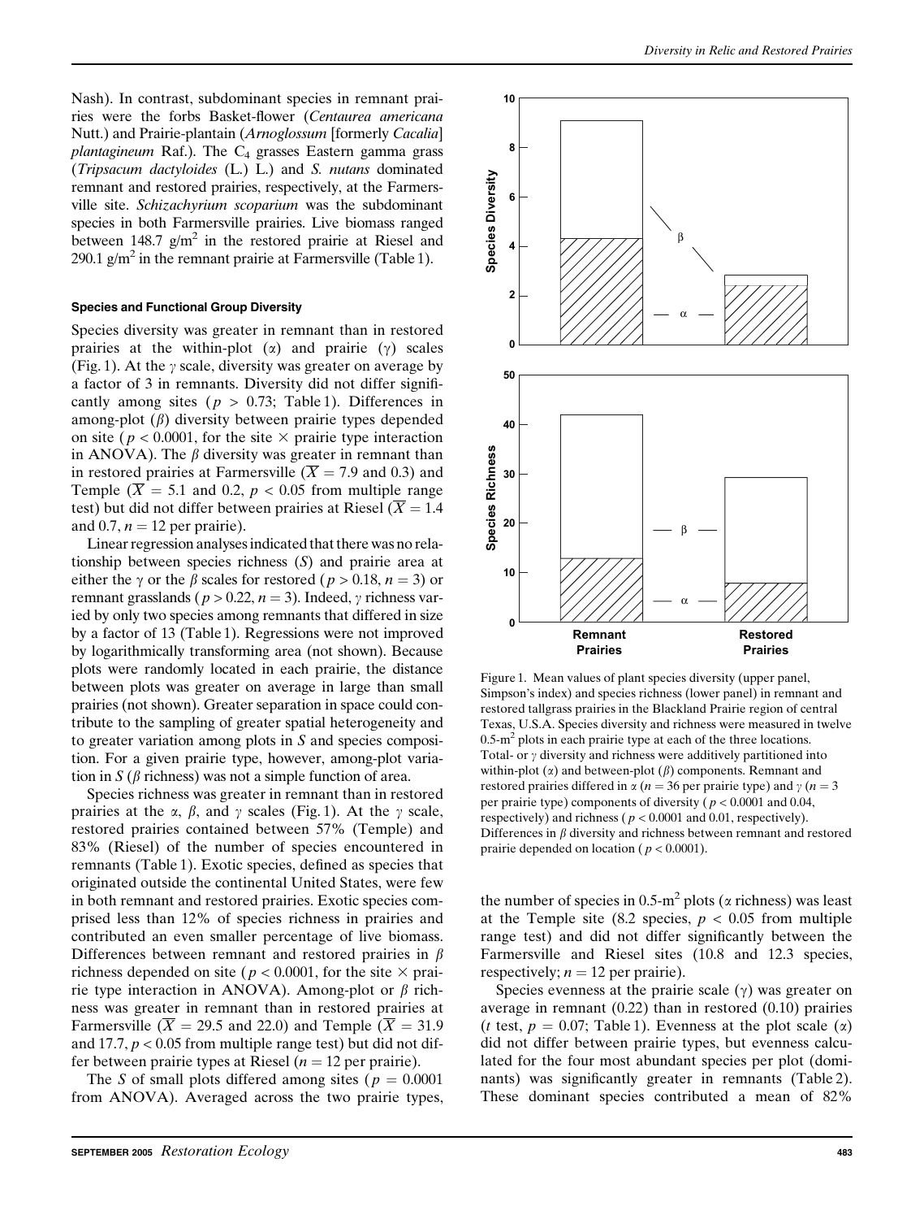Nash). In contrast, subdominant species in remnant prairies were the forbs Basket-flower (*Centaurea americana* Nutt.) and Prairie-plantain (*Arnoglossum* [formerly *Cacalia*] *plantagineum* Raf.). The $C_4$ grasses Eastern gamma grass (*Tripsacum dactyloides* (L.) L.) and *S. nutans* dominated remnant and restored prairies, respectively, at the Farmersville site. *Schizachyrium scoparium* was the subdominant species in both Farmersville prairies. Live biomass ranged between 148.7 $g/m^2$ in the restored prairie at Riesel and 290.1 $g/m^2$ in the remnant prairie at Farmersville (Table 1).

### Species and Functional Group Diversity

Species diversity was greater in remnant than in restored prairies at the within-plot ($\alpha$) and prairie ($\gamma$) scales (Fig. 1). At the $\gamma$ scale, diversity was greater on average by a factor of 3 in remnants. Diversity did not differ significantly among sites ($p > 0.73$; Table 1). Differences in among-plot ($\beta$) diversity between prairie types depended on site ($p < 0.0001$, for the site $\times$ prairie type interaction in ANOVA). The $\beta$ diversity was greater in remnant than in restored prairies at Farmersville ($\overline{X} = 7.9$ and 0.3) and Temple ($\overline{X} = 5.1$ and 0.2, $p < 0.05$ from multiple range test) but did not differ between prairies at Riesel ($\overline{X} = 1.4$ and 0.7, $n = 12$ per prairie).

Linear regression analyses indicated that there was no relationship between species richness ($S$) and prairie area at either the $\gamma$ or the $\beta$ scales for restored ($p > 0.18$, $n = 3$) or remnant grasslands ($p > 0.22$, $n = 3$). Indeed, $\gamma$ richness varied by only two species among remnants that differed in size by a factor of 13 (Table 1). Regressions were not improved by logarithmically transforming area (not shown). Because plots were randomly located in each prairie, the distance between plots was greater on average in large than small prairies (not shown). Greater separation in space could contribute to the sampling of greater spatial heterogeneity and to greater variation among plots in $S$ and species composition. For a given prairie type, however, among-plot variation in $S$ ($\beta$ richness) was not a simple function of area.

Species richness was greater in remnant than in restored prairies at the $\alpha$, $\beta$, and $\gamma$ scales (Fig. 1). At the $\gamma$ scale, restored prairies contained between 57% (Temple) and 83% (Riesel) of the number of species encountered in remnants (Table 1). Exotic species, defined as species that originated outside the continental United States, were few in both remnant and restored prairies. Exotic species comprised less than 12% of species richness in prairies and contributed an even smaller percentage of live biomass. Differences between remnant and restored prairies in $\beta$ richness depended on site ($p < 0.0001$, for the site $\times$ prairie type interaction in ANOVA). Among-plot or $\beta$ richness was greater in remnant than in restored prairies at Farmersville ($\overline{X} = 29.5$ and 22.0) and Temple ($\overline{X} = 31.9$ and 17.7, $p < 0.05$ from multiple range test) but did not differ between prairie types at Riesel ($n = 12$ per prairie).

The $S$ of small plots differed among sites ($p = 0.0001$ from ANOVA). Averaged across the two prairie types, the number of species in 0.5-$m^2$ plots ($\alpha$ richness) was least at the Temple site (8.2 species, $p < 0.05$ from multiple range test) and did not differ significantly between the Farmersville and Riesel sites (10.8 and 12.3 species, respectively; $n = 12$ per prairie).

Species evenness at the prairie scale ($\gamma$) was greater on average in remnant (0.22) than in restored (0.10) prairies ($t$ test, $p = 0.07$; Table 1). Evenness at the plot scale ($\alpha$) did not differ between prairie types, but evenness calculated for the four most abundant species per plot (dominants) was significantly greater in remnants (Table 2). These dominant species contributed a mean of 82%

Figure 1. Mean values of plant species diversity (upper panel, Simpson's index) and species richness (lower panel) in remnant and restored tallgrass prairies in the Blackland Prairie region of central Texas, U.S.A. Species diversity and richness were measured in twelve 0.5-$m^2$ plots in each prairie type at each of the three locations. Total- or $\gamma$ diversity and richness were additively partitioned into within-plot ($\alpha$) and between-plot ($\beta$) components. Remnant and restored prairies differed in $\alpha$ ($n = 36$ per prairie type) and $\gamma$ ($n = 3$ per prairie type) components of diversity ($p < 0.0001$ and 0.04, respectively) and richness ($p < 0.0001$ and 0.01, respectively). Differences in $\beta$ diversity and richness between remnant and restored prairie depended on location ($p < 0.0001$).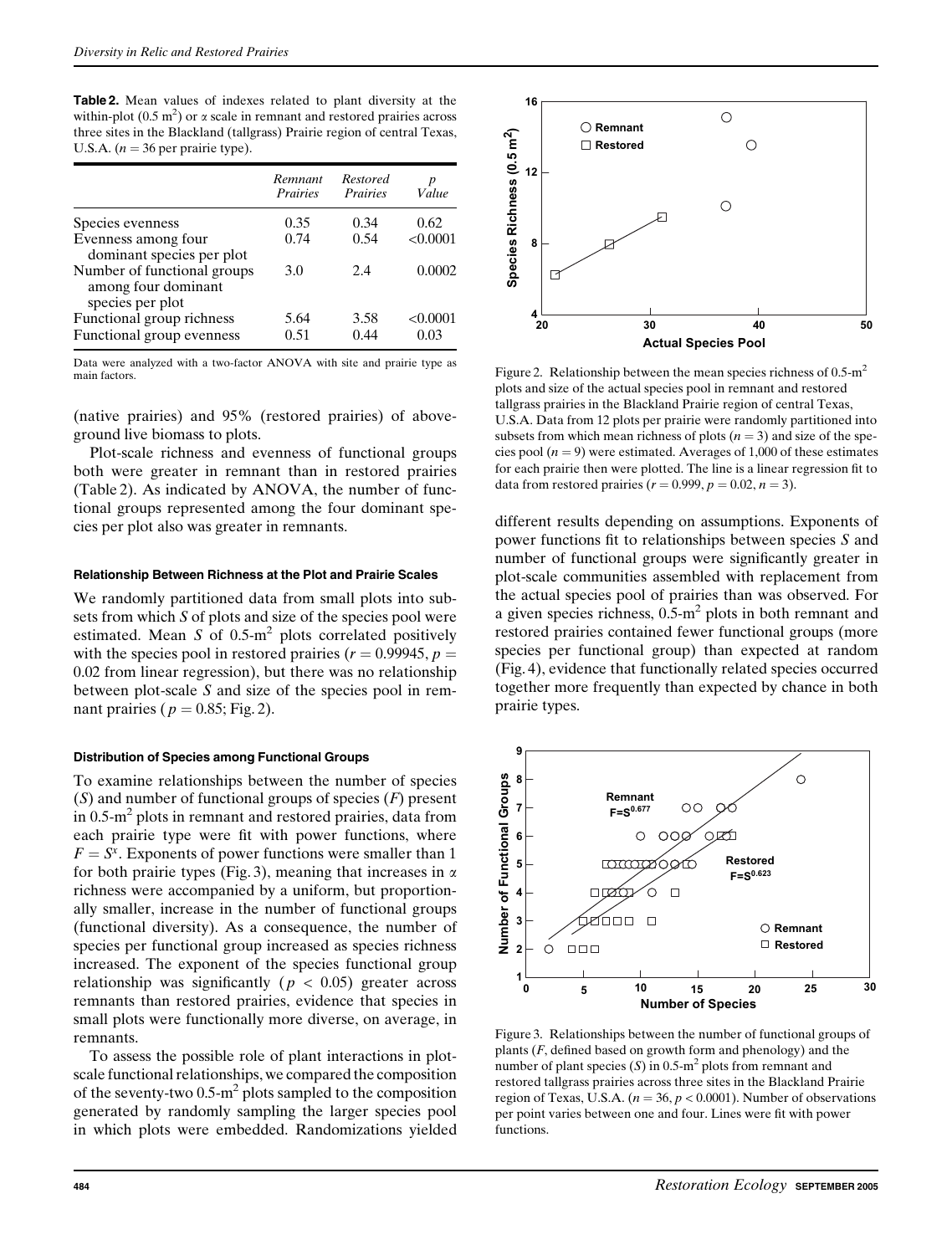**Table 2.** Mean values of indexes related to plant diversity at the within-plot ($0.5\ m^2$) or $\alpha$ scale in remnant and restored prairies across three sites in the Blackland (tallgrass) Prairie region of central Texas, U.S.A. ($n = 36$ per prairie type).

| | Remnant Prairies | Restored Prairies | p Value |
|---|---|---|---|
| Species evenness | 0.35 | 0.34 | 0.62 |
| Evenness among four dominant species per plot | 0.74 | 0.54 | <0.0001 |
| Number of functional groups among four dominant species per plot | 3.0 | 2.4 | 0.0002 |
| Functional group richness | 5.64 | 3.58 | <0.0001 |
| Functional group evenness | 0.51 | 0.44 | 0.03 |

Data were analyzed with a two-factor ANOVA with site and prairie type as main factors.

(native prairies) and 95% (restored prairies) of aboveground live biomass to plots.

Plot-scale richness and evenness of functional groups both were greater in remnant than in restored prairies (Table 2). As indicated by ANOVA, the number of functional groups represented among the four dominant species per plot also was greater in remnants.

### Relationship Between Richness at the Plot and Prairie Scales

We randomly partitioned data from small plots into subsets from which $S$ of plots and size of the species pool were estimated. Mean $S$ of $0.5\text{-m}^2$ plots correlated positively with the species pool in restored prairies ($r = 0.99945$, $p = 0.02$ from linear regression), but there was no relationship between plot-scale $S$ and size of the species pool in remnant prairies ($p = 0.85$; Fig. 2).

Figure 2. Relationship between the mean species richness of $0.5\text{-m}^2$ plots and size of the actual species pool in remnant and restored tallgrass prairies in the Blackland Prairie region of central Texas, U.S.A. Data from 12 plots per prairie were randomly partitioned into subsets from which mean richness of plots ($n = 3$) and size of the species pool ($n = 9$) were estimated. Averages of 1,000 of these estimates for each prairie then were plotted. The line is a linear regression fit to data from restored prairies ($r = 0.999$, $p = 0.02$, $n = 3$).

### Distribution of Species among Functional Groups

To examine relationships between the number of species ($S$) and number of functional groups of species ($F$) present in $0.5\text{-m}^2$ plots in remnant and restored prairies, data from each prairie type were fit with power functions, where $F = S^x$. Exponents of power functions were smaller than 1 for both prairie types (Fig. 3), meaning that increases in $\alpha$ richness were accompanied by a uniform, but proportionally smaller, increase in the number of functional groups (functional diversity). As a consequence, the number of species per functional group increased as species richness increased. The exponent of the species functional group relationship was significantly ($p < 0.05$) greater across remnants than restored prairies, evidence that species in small plots were functionally more diverse, on average, in remnants.

To assess the possible role of plant interactions in plot-scale functional relationships, we compared the composition of the seventy-two $0.5\text{-m}^2$ plots sampled to the composition generated by randomly sampling the larger species pool in which plots were embedded. Randomizations yielded different results depending on assumptions. Exponents of power functions fit to relationships between species $S$ and number of functional groups were significantly greater in plot-scale communities assembled with replacement from the actual species pool of prairies than was observed. For a given species richness, $0.5\text{-m}^2$ plots in both remnant and restored prairies contained fewer functional groups (more species per functional group) than expected at random (Fig. 4), evidence that functionally related species occurred together more frequently than expected by chance in both prairie types.

Figure 3. Relationships between the number of functional groups of plants ($F$, defined based on growth form and phenology) and the number of plant species ($S$) in $0.5\text{-m}^2$ plots from remnant and restored tallgrass prairies across three sites in the Blackland Prairie region of Texas, U.S.A. ($n = 36$, $p < 0.0001$). Number of observations per point varies between one and four. Lines were fit with power functions.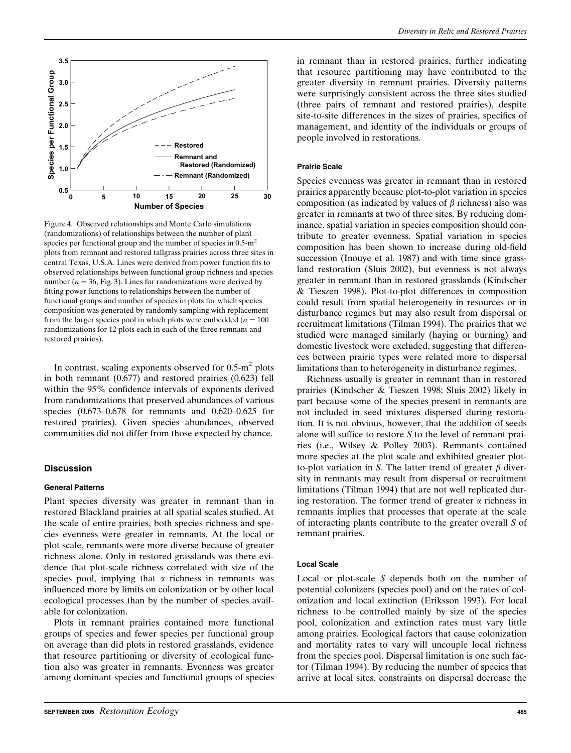Figure 4. Observed relationships and Monte Carlo simulations (randomizations) of relationships between the number of plant species per functional group and the number of species in 0.5-$m^2$ plots from remnant and restored tallgrass prairies across three sites in central Texas, U.S.A. Lines were derived from power function fits to observed relationships between functional group richness and species number ($n = 36$, Fig. 3). Lines for randomizations were derived by fitting power functions to relationships between the number of functional groups and number of species in plots for which species composition was generated by randomly sampling with replacement from the larger species pool in which plots were embedded ($n = 100$ randomizations for 12 plots each in each of the three remnant and restored prairies).

In contrast, scaling exponents observed for 0.5-$m^2$ plots in both remnant (0.677) and restored prairies (0.623) fell within the 95% confidence intervals of exponents derived from randomizations that preserved abundances of various species (0.673–0.678 for remnants and 0.620–0.625 for restored prairies). Given species abundances, observed communities did not differ from those expected by chance.

## Discussion

### General Patterns

Plant species diversity was greater in remnant than in restored Blackland prairies at all spatial scales studied. At the scale of entire prairies, both species richness and species evenness were greater in remnants. At the local or plot scale, remnants were more diverse because of greater richness alone. Only in restored grasslands was there evidence that plot-scale richness correlated with size of the species pool, implying that α richness in remnants was influenced more by limits on colonization or by other local ecological processes than by the number of species available for colonization.

Plots in remnant prairies contained more functional groups of species and fewer species per functional group on average than did plots in restored grasslands, evidence that resource partitioning or diversity of ecological function also was greater in remnants. Evenness was greater among dominant species and functional groups of species in remnant than in restored prairies, further indicating that resource partitioning may have contributed to the greater diversity in remnant prairies. Diversity patterns were surprisingly consistent across the three sites studied (three pairs of remnant and restored prairies), despite site-to-site differences in the sizes of prairies, specifics of management, and identity of the individuals or groups of people involved in restorations.

### Prairie Scale

Species evenness was greater in remnant than in restored prairies apparently because plot-to-plot variation in species composition (as indicated by values of β richness) also was greater in remnants at two of three sites. By reducing dominance, spatial variation in species composition should contribute to greater evenness. Spatial variation in species composition has been shown to increase during old-field succession (Inouye et al. 1987) and with time since grassland restoration (Sluis 2002), but evenness is not always greater in remnant than in restored grasslands (Kindscher & Tieszen 1998). Plot-to-plot differences in composition could result from spatial heterogeneity in resources or in disturbance regimes but may also result from dispersal or recruitment limitations (Tilman 1994). The prairies that we studied were managed similarly (haying or burning) and domestic livestock were excluded, suggesting that differences between prairie types were related more to dispersal limitations than to heterogeneity in disturbance regimes.

Richness usually is greater in remnant than in restored prairies (Kindscher & Tieszen 1998; Sluis 2002) likely in part because some of the species present in remnants are not included in seed mixtures dispersed during restoration. It is not obvious, however, that the addition of seeds alone will suffice to restore *S* to the level of remnant prairies (i.e., Wilsey & Polley 2003). Remnants contained more species at the plot scale and exhibited greater plot-to-plot variation in *S*. The latter trend of greater β diversity in remnants may result from dispersal or recruitment limitations (Tilman 1994) that are not well replicated during restoration. The former trend of greater α richness in remnants implies that processes that operate at the scale of interacting plants contribute to the greater overall *S* of remnant prairies.

### Local Scale

Local or plot-scale *S* depends both on the number of potential colonizers (species pool) and on the rates of colonization and local extinction (Eriksson 1993). For local richness to be controlled mainly by size of the species pool, colonization and extinction rates must vary little among prairies. Ecological factors that cause colonization and mortality rates to vary will uncouple local richness from the species pool. Dispersal limitation is one such factor (Tilman 1994). By reducing the number of species that arrive at local sites, constraints on dispersal decrease the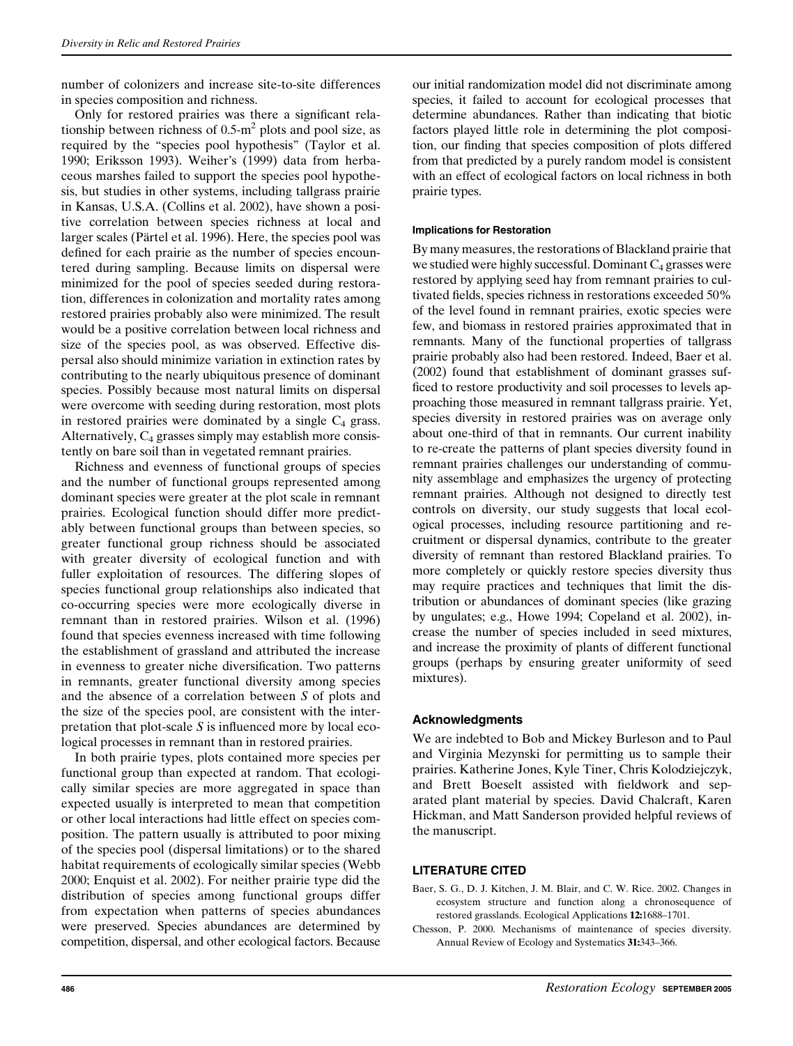number of colonizers and increase site-to-site differences in species composition and richness.

Only for restored prairies was there a significant relationship between richness of 0.5-$m^2$ plots and pool size, as required by the "species pool hypothesis" (Taylor et al. 1990; Eriksson 1993). Weiher's (1999) data from herbaceous marshes failed to support the species pool hypothesis, but studies in other systems, including tallgrass prairie in Kansas, U.S.A. (Collins et al. 2002), have shown a positive correlation between species richness at local and larger scales (Pärtel et al. 1996). Here, the species pool was defined for each prairie as the number of species encountered during sampling. Because limits on dispersal were minimized for the pool of species seeded during restoration, differences in colonization and mortality rates among restored prairies probably also were minimized. The result would be a positive correlation between local richness and size of the species pool, as was observed. Effective dispersal also should minimize variation in extinction rates by contributing to the nearly ubiquitous presence of dominant species. Possibly because most natural limits on dispersal were overcome with seeding during restoration, most plots in restored prairies were dominated by a single $C_4$ grass. Alternatively, $C_4$ grasses simply may establish more consistently on bare soil than in vegetated remnant prairies.

Richness and evenness of functional groups of species and the number of functional groups represented among dominant species were greater at the plot scale in remnant prairies. Ecological function should differ more predictably between functional groups than between species, so greater functional group richness should be associated with greater diversity of ecological function and with fuller exploitation of resources. The differing slopes of species functional group relationships also indicated that co-occurring species were more ecologically diverse in remnant than in restored prairies. Wilson et al. (1996) found that species evenness increased with time following the establishment of grassland and attributed the increase in evenness to greater niche diversification. Two patterns in remnants, greater functional diversity among species and the absence of a correlation between $S$ of plots and the size of the species pool, are consistent with the interpretation that plot-scale $S$ is influenced more by local ecological processes in remnant than in restored prairies.

In both prairie types, plots contained more species per functional group than expected at random. That ecologically similar species are more aggregated in space than expected usually is interpreted to mean that competition or other local interactions had little effect on species composition. The pattern usually is attributed to poor mixing of the species pool (dispersal limitations) or to the shared habitat requirements of ecologically similar species (Webb 2000; Enquist et al. 2002). For neither prairie type did the distribution of species among functional groups differ from expectation when patterns of species abundances were preserved. Species abundances are determined by competition, dispersal, and other ecological factors. Because our initial randomization model did not discriminate among species, it failed to account for ecological processes that determine abundances. Rather than indicating that biotic factors played little role in determining the plot composition, our finding that species composition of plots differed from that predicted by a purely random model is consistent with an effect of ecological factors on local richness in both prairie types.

#### Implications for Restoration

By many measures, the restorations of Blackland prairie that we studied were highly successful. Dominant $C_4$ grasses were restored by applying seed hay from remnant prairies to cultivated fields, species richness in restorations exceeded 50% of the level found in remnant prairies, exotic species were few, and biomass in restored prairies approximated that in remnants. Many of the functional properties of tallgrass prairie probably also had been restored. Indeed, Baer et al. (2002) found that establishment of dominant grasses sufficed to restore productivity and soil processes to levels approaching those measured in remnant tallgrass prairie. Yet, species diversity in restored prairies was on average only about one-third of that in remnants. Our current inability to re-create the patterns of plant species diversity found in remnant prairies challenges our understanding of community assemblage and emphasizes the urgency of protecting remnant prairies. Although not designed to directly test controls on diversity, our study suggests that local ecological processes, including resource partitioning and recruitment or dispersal dynamics, contribute to the greater diversity of remnant than restored Blackland prairies. To more completely or quickly restore species diversity thus may require practices and techniques that limit the distribution or abundances of dominant species (like grazing by ungulates; e.g., Howe 1994; Copeland et al. 2002), increase the number of species included in seed mixtures, and increase the proximity of plants of different functional groups (perhaps by ensuring greater uniformity of seed mixtures).

### Acknowledgments

We are indebted to Bob and Mickey Burleson and to Paul and Virginia Mezynski for permitting us to sample their prairies. Katherine Jones, Kyle Tiner, Chris Kolodziejczyk, and Brett Boeselt assisted with fieldwork and separated plant material by species. David Chalcraft, Karen Hickman, and Matt Sanderson provided helpful reviews of the manuscript.

### LITERATURE CITED

Baer, S. G., D. J. Kitchen, J. M. Blair, and C. W. Rice. 2002. Changes in ecosystem structure and function along a chronosequence of restored grasslands. Ecological Applications **12:**1688–1701.

Chesson, P. 2000. Mechanisms of maintenance of species diversity. Annual Review of Ecology and Systematics **31:**343–366.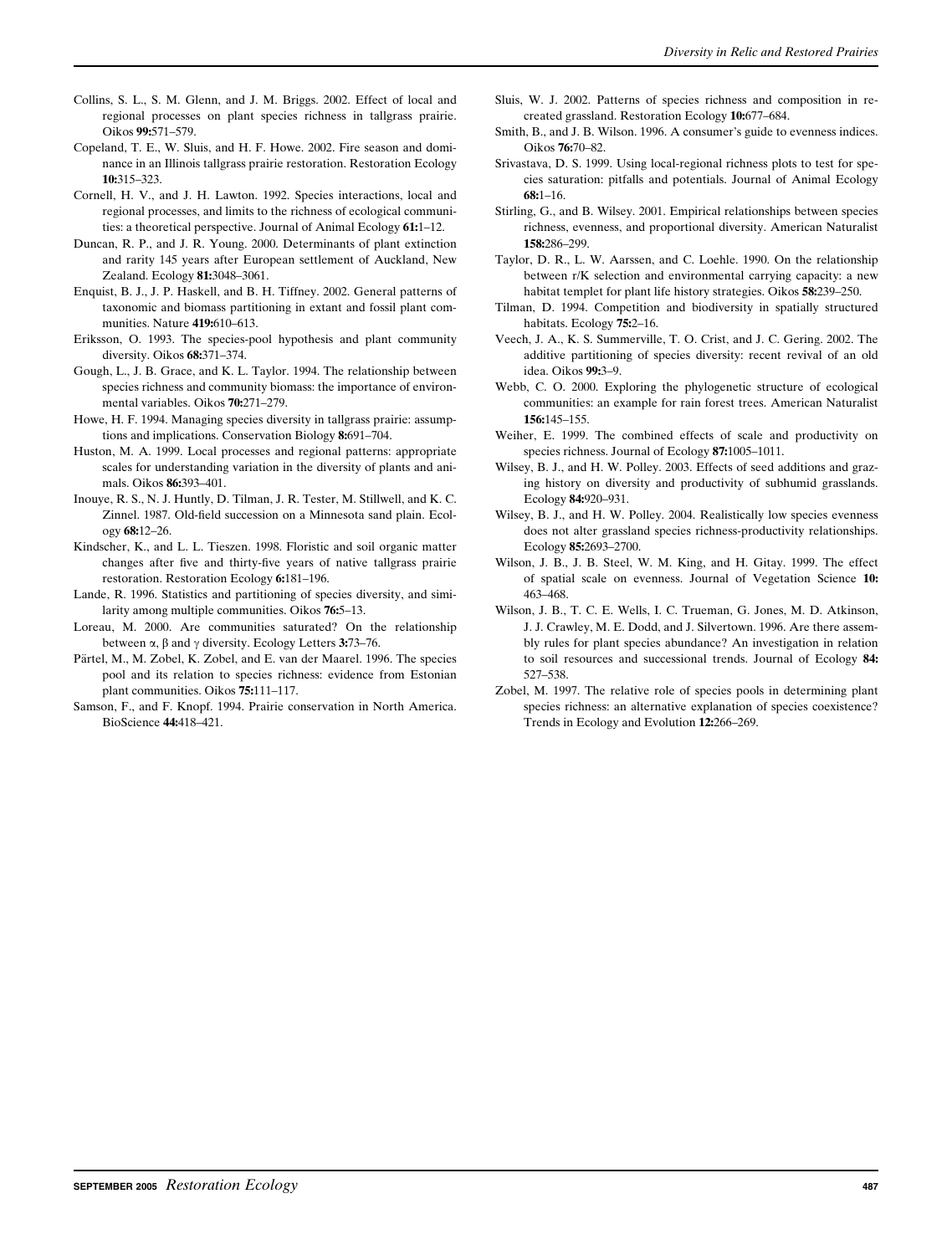Collins, S. L., S. M. Glenn, and J. M. Briggs. 2002. Effect of local and regional processes on plant species richness in tallgrass prairie. Oikos **99:**571–579.

Copeland, T. E., W. Sluis, and H. F. Howe. 2002. Fire season and dominance in an Illinois tallgrass prairie restoration. Restoration Ecology **10:**315–323.

Cornell, H. V., and J. H. Lawton. 1992. Species interactions, local and regional processes, and limits to the richness of ecological communities: a theoretical perspective. Journal of Animal Ecology **61:**1–12.

Duncan, R. P., and J. R. Young. 2000. Determinants of plant extinction and rarity 145 years after European settlement of Auckland, New Zealand. Ecology **81:**3048–3061.

Enquist, B. J., J. P. Haskell, and B. H. Tiffney. 2002. General patterns of taxonomic and biomass partitioning in extant and fossil plant communities. Nature **419:**610–613.

Eriksson, O. 1993. The species-pool hypothesis and plant community diversity. Oikos **68:**371–374.

Gough, L., J. B. Grace, and K. L. Taylor. 1994. The relationship between species richness and community biomass: the importance of environmental variables. Oikos **70:**271–279.

Howe, H. F. 1994. Managing species diversity in tallgrass prairie: assumptions and implications. Conservation Biology **8:**691–704.

Huston, M. A. 1999. Local processes and regional patterns: appropriate scales for understanding variation in the diversity of plants and animals. Oikos **86:**393–401.

Inouye, R. S., N. J. Huntly, D. Tilman, J. R. Tester, M. Stillwell, and K. C. Zinnel. 1987. Old-field succession on a Minnesota sand plain. Ecology **68:**12–26.

Kindscher, K., and L. L. Tieszen. 1998. Floristic and soil organic matter changes after five and thirty-five years of native tallgrass prairie restoration. Restoration Ecology **6:**181–196.

Lande, R. 1996. Statistics and partitioning of species diversity, and similarity among multiple communities. Oikos **76:**5–13.

Loreau, M. 2000. Are communities saturated? On the relationship between α, β and γ diversity. Ecology Letters **3:**73–76.

Pärtel, M., M. Zobel, K. Zobel, and E. van der Maarel. 1996. The species pool and its relation to species richness: evidence from Estonian plant communities. Oikos **75:**111–117.

Samson, F., and F. Knopf. 1994. Prairie conservation in North America. BioScience **44:**418–421.

Sluis, W. J. 2002. Patterns of species richness and composition in re-created grassland. Restoration Ecology **10:**677–684.

Smith, B., and J. B. Wilson. 1996. A consumer's guide to evenness indices. Oikos **76:**70–82.

Srivastava, D. S. 1999. Using local-regional richness plots to test for species saturation: pitfalls and potentials. Journal of Animal Ecology **68:**1–16.

Stirling, G., and B. Wilsey. 2001. Empirical relationships between species richness, evenness, and proportional diversity. American Naturalist **158:**286–299.

Taylor, D. R., L. W. Aarssen, and C. Loehle. 1990. On the relationship between r/K selection and environmental carrying capacity: a new habitat templet for plant life history strategies. Oikos **58:**239–250.

Tilman, D. 1994. Competition and biodiversity in spatially structured habitats. Ecology **75:**2–16.

Veech, J. A., K. S. Summerville, T. O. Crist, and J. C. Gering. 2002. The additive partitioning of species diversity: recent revival of an old idea. Oikos **99:**3–9.

Webb, C. O. 2000. Exploring the phylogenetic structure of ecological communities: an example for rain forest trees. American Naturalist **156:**145–155.

Weiher, E. 1999. The combined effects of scale and productivity on species richness. Journal of Ecology **87:**1005–1011.

Wilsey, B. J., and H. W. Polley. 2003. Effects of seed additions and grazing history on diversity and productivity of subhumid grasslands. Ecology **84:**920–931.

Wilsey, B. J., and H. W. Polley. 2004. Realistically low species evenness does not alter grassland species richness-productivity relationships. Ecology **85:**2693–2700.

Wilson, J. B., J. B. Steel, W. M. King, and H. Gitay. 1999. The effect of spatial scale on evenness. Journal of Vegetation Science **10:** 463–468.

Wilson, J. B., T. C. E. Wells, I. C. Trueman, G. Jones, M. D. Atkinson, J. J. Crawley, M. E. Dodd, and J. Silvertown. 1996. Are there assembly rules for plant species abundance? An investigation in relation to soil resources and successional trends. Journal of Ecology **84:** 527–538.

Zobel, M. 1997. The relative role of species pools in determining plant species richness: an alternative explanation of species coexistence? Trends in Ecology and Evolution **12:**266–269.